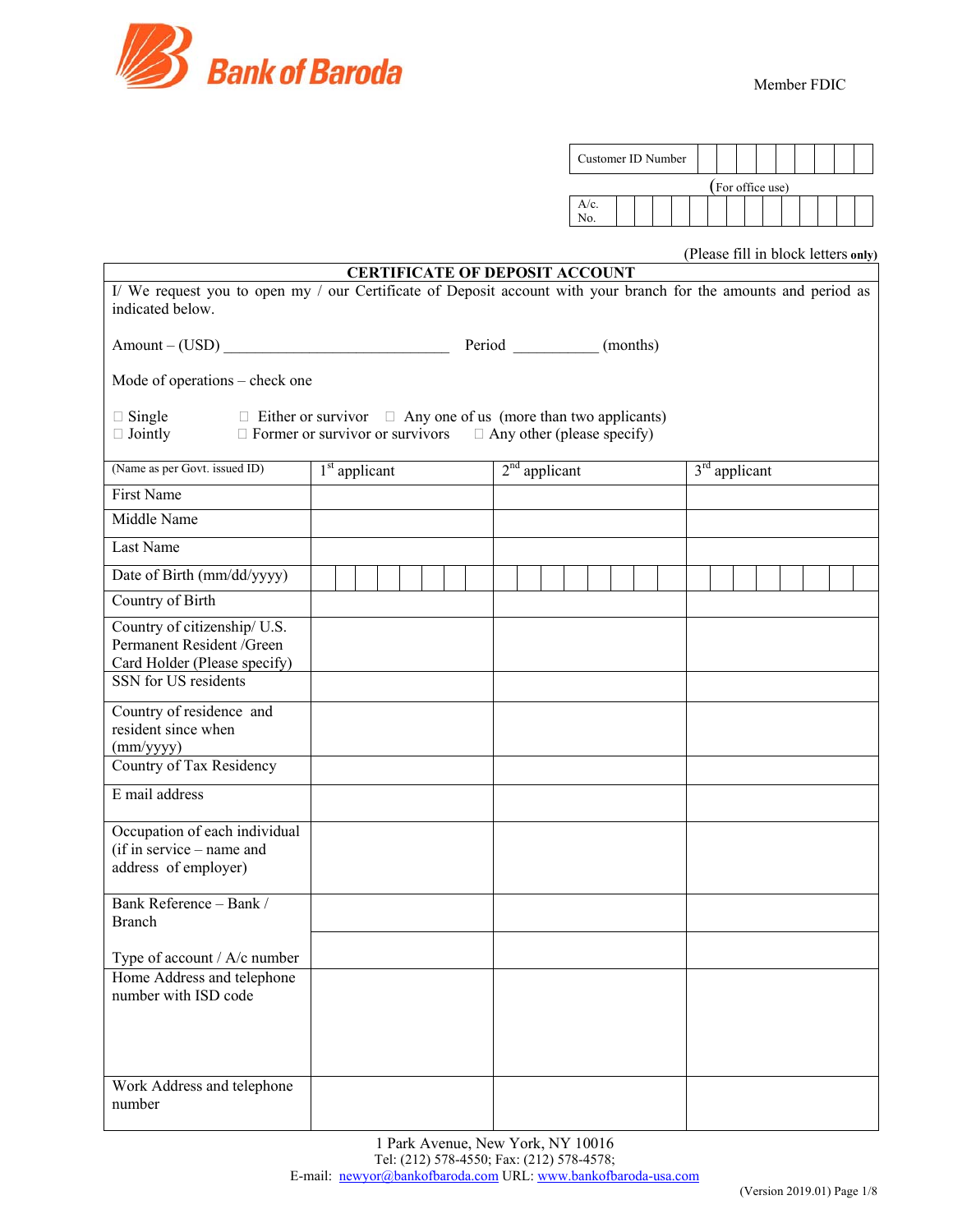Bank of Baroda

Member FDIC

| Customer ID Number | | | | | | | | | |
|---|---|---|---|---|---|---|---|---|---|

(For office use)

| A/c. No. | | | | | | | | | | | | | |
|---|---|---|---|---|---|---|---|---|---|---|---|---|---|

(Please fill in block letters **only**)

## CERTIFICATE OF DEPOSIT ACCOUNT

I/ We request you to open my / our Certificate of Deposit account with your branch for the amounts and period as indicated below.

Amount – (USD) ______________________________ Period ___________ (months)

Mode of operations – check one

- ☐ Single
- ☐ Either or survivor
- ☐ Any one of us (more than two applicants)
- ☐ Jointly
- ☐ Former or survivor or survivors
- ☐ Any other (please specify)

| (Name as per Govt. issued ID) | 1st applicant | 2nd applicant | 3rd applicant |
|---|---|---|---|
| First Name | | | |
| Middle Name | | | |
| Last Name | | | |
| Date of Birth (mm/dd/yyyy) | | | |
| Country of Birth | | | |
| Country of citizenship/ U.S. Permanent Resident /Green Card Holder (Please specify) | | | |
| SSN for US residents | | | |
| Country of residence and resident since when (mm/yyyy) | | | |
| Country of Tax Residency | | | |
| E mail address | | | |
| Occupation of each individual (if in service – name and address of employer) | | | |
| Bank Reference – Bank / Branch | | | |
| Type of account / A/c number | | | |
| Home Address and telephone number with ISD code | | | |
| Work Address and telephone number | | | |

1 Park Avenue, New York, NY 10016
Tel: (212) 578-4550; Fax: (212) 578-4578;
E-mail: newyor@bankofbaroda.com URL: www.bankofbaroda-usa.com

(Version 2019.01)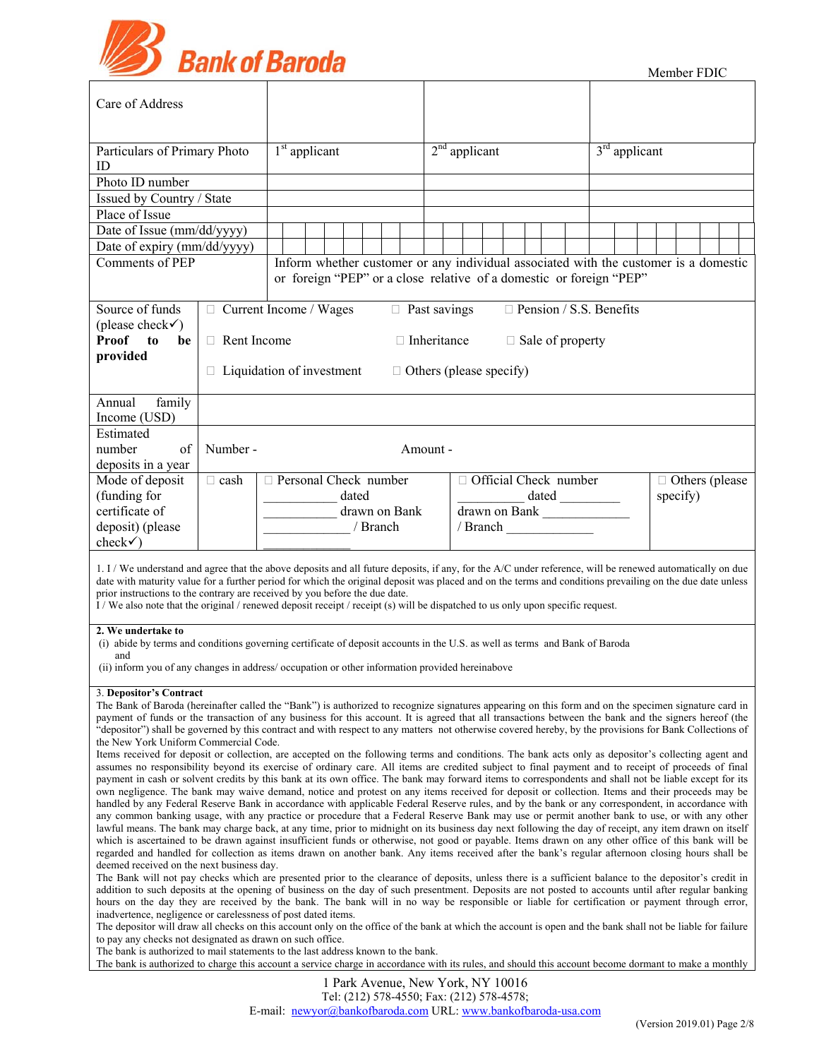Bank of Baroda

Member FDIC

| Care of Address | | | |
|---|---|---|---|
| Particulars of Primary Photo ID | 1st applicant | 2nd applicant | 3rd applicant |
| Photo ID number | | | |
| Issued by Country / State | | | |
| Place of Issue | | | |
| Date of Issue (mm/dd/yyyy) | | | |
| Date of expiry (mm/dd/yyyy) | | | |
| Comments of PEP | Inform whether customer or any individual associated with the customer is a domestic or foreign "PEP" or a close relative of a domestic or foreign "PEP" | | |

| Source of funds (please check✓) **Proof to be provided** | ☐ Current Income / Wages ☐ Past savings ☐ Pension / S.S. Benefits ☐ Rent Income ☐ Inheritance ☐ Sale of property ☐ Liquidation of investment ☐ Others (please specify) | | | |
|---|---|---|---|---|
| Annual family Income (USD) | | | | |
| Estimated number of deposits in a year | Number - Amount - | | | |
| Mode of deposit (funding for certificate of deposit) (please check✓) | ☐ cash | ☐ Personal Check number ___________ dated ___________ drawn on Bank _____________ / Branch _____________ | ☐ Official Check number __________ dated _________ drawn on Bank _____________ / Branch _____________ | ☐ Others (please specify) |

1. I / We understand and agree that the above deposits and all future deposits, if any, for the A/C under reference, will be renewed automatically on due date with maturity value for a further period for which the original deposit was placed and on the terms and conditions prevailing on the due date unless prior instructions to the contrary are received by you before the due date.
I / We also note that the original / renewed deposit receipt / receipt (s) will be dispatched to us only upon specific request.

**2. We undertake to**
(i) abide by terms and conditions governing certificate of deposit accounts in the U.S. as well as terms and Bank of Baroda and
(ii) inform you of any changes in address/ occupation or other information provided hereinabove

3. **Depositor's Contract**
The Bank of Baroda (hereinafter called the "Bank") is authorized to recognize signatures appearing on this form and on the specimen signature card in payment of funds or the transaction of any business for this account. It is agreed that all transactions between the bank and the signers hereof (the "depositor") shall be governed by this contract and with respect to any matters not otherwise covered hereby, by the provisions for Bank Collections of the New York Uniform Commercial Code.
Items received for deposit or collection, are accepted on the following terms and conditions. The bank acts only as depositor's collecting agent and assumes no responsibility beyond its exercise of ordinary care. All items are credited subject to final payment and to receipt of proceeds of final payment in cash or solvent credits by this bank at its own office. The bank may forward items to correspondents and shall not be liable except for its own negligence. The bank may waive demand, notice and protest on any items received for deposit or collection. Items and their proceeds may be handled by any Federal Reserve Bank in accordance with applicable Federal Reserve rules, and by the bank or any correspondent, in accordance with any common banking usage, with any practice or procedure that a Federal Reserve Bank may use or permit another bank to use, or with any other lawful means. The bank may charge back, at any time, prior to midnight on its business day next following the day of receipt, any item drawn on itself which is ascertained to be drawn against insufficient funds or otherwise, not good or payable. Items drawn on any other office of this bank will be regarded and handled for collection as items drawn on another bank. Any items received after the bank's regular afternoon closing hours shall be deemed received on the next business day.
The Bank will not pay checks which are presented prior to the clearance of deposits, unless there is a sufficient balance to the depositor's credit in addition to such deposits at the opening of business on the day of such presentment. Deposits are not posted to accounts until after regular banking hours on the day they are received by the bank. The bank will in no way be responsible or liable for certification or payment through error, inadvertence, negligence or carelessness of post dated items.
The depositor will draw all checks on this account only on the office of the bank at which the account is open and the bank shall not be liable for failure to pay any checks not designated as drawn on such office.
The bank is authorized to mail statements to the last address known to the bank.
The bank is authorized to charge this account a service charge in accordance with its rules, and should this account become dormant to make a monthly

1 Park Avenue, New York, NY 10016
Tel: (212) 578-4550; Fax: (212) 578-4578;
E-mail: newyor@bankofbaroda.com URL: www.bankofbaroda-usa.com

(Version 2019.01)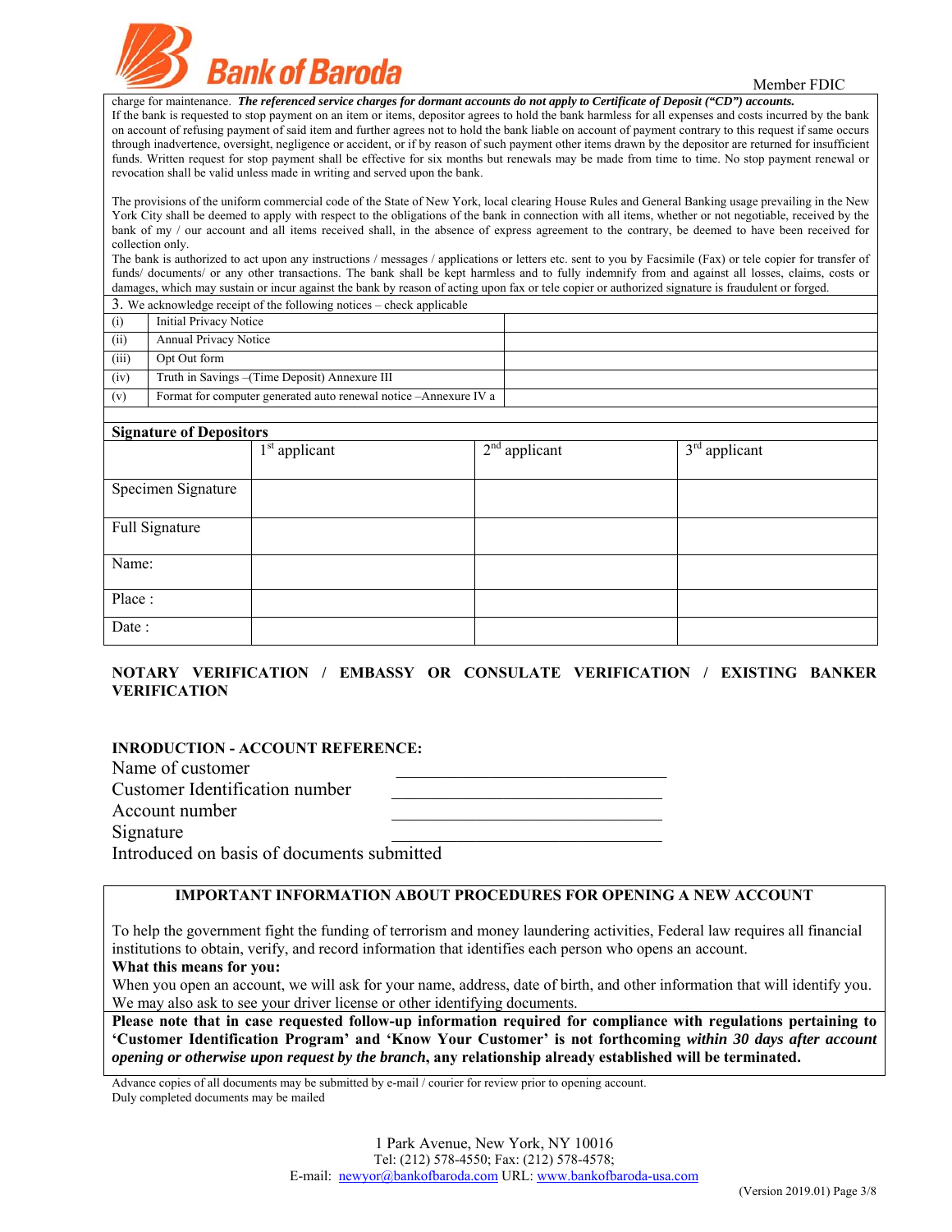charge for maintenance. ***The referenced service charges for dormant accounts do not apply to Certificate of Deposit ("CD") accounts.***
If the bank is requested to stop payment on an item or items, depositor agrees to hold the bank harmless for all expenses and costs incurred by the bank on account of refusing payment of said item and further agrees not to hold the bank liable on account of payment contrary to this request if same occurs through inadvertence, oversight, negligence or accident, or if by reason of such payment other items drawn by the depositor are returned for insufficient funds. Written request for stop payment shall be effective for six months but renewals may be made from time to time. No stop payment renewal or revocation shall be valid unless made in writing and served upon the bank.

The provisions of the uniform commercial code of the State of New York, local clearing House Rules and General Banking usage prevailing in the New York City shall be deemed to apply with respect to the obligations of the bank in connection with all items, whether or not negotiable, received by the bank of my / our account and all items received shall, in the absence of express agreement to the contrary, be deemed to have been received for collection only.
The bank is authorized to act upon any instructions / messages / applications or letters etc. sent to you by Facsimile (Fax) or tele copier for transfer of funds/ documents/ or any other transactions. The bank shall be kept harmless and to fully indemnify from and against all losses, claims, costs or damages, which may sustain or incur against the bank by reason of acting upon fax or tele copier or authorized signature is fraudulent or forged.

3. We acknowledge receipt of the following notices – check applicable

| | | |
|---|---|---|
| (i) | Initial Privacy Notice | |
| (ii) | Annual Privacy Notice | |
| (iii) | Opt Out form | |
| (iv) | Truth in Savings –(Time Deposit) Annexure III | |
| (v) | Format for computer generated auto renewal notice –Annexure IV a | |

**Signature of Depositors**

| | 1st applicant | 2nd applicant | 3rd applicant |
|---|---|---|---|
| Specimen Signature | | | |
| Full Signature | | | |
| Name: | | | |
| Place : | | | |
| Date : | | | |

**NOTARY VERIFICATION / EMBASSY OR CONSULATE VERIFICATION / EXISTING BANKER VERIFICATION**

**INRODUCTION - ACCOUNT REFERENCE:**

Name of customer ______________________________

Customer Identification number ______________________________

Account number ______________________________

Signature ______________________________

Introduced on basis of documents submitted

**IMPORTANT INFORMATION ABOUT PROCEDURES FOR OPENING A NEW ACCOUNT**

To help the government fight the funding of terrorism and money laundering activities, Federal law requires all financial institutions to obtain, verify, and record information that identifies each person who opens an account.

**What this means for you:**

When you open an account, we will ask for your name, address, date of birth, and other information that will identify you. We may also ask to see your driver license or other identifying documents.

**Please note that in case requested follow-up information required for compliance with regulations pertaining to 'Customer Identification Program' and 'Know Your Customer' is not forthcoming *within 30 days after account opening or otherwise upon request by the branch*, any relationship already established will be terminated.**

Advance copies of all documents may be submitted by e-mail / courier for review prior to opening account.
Duly completed documents may be mailed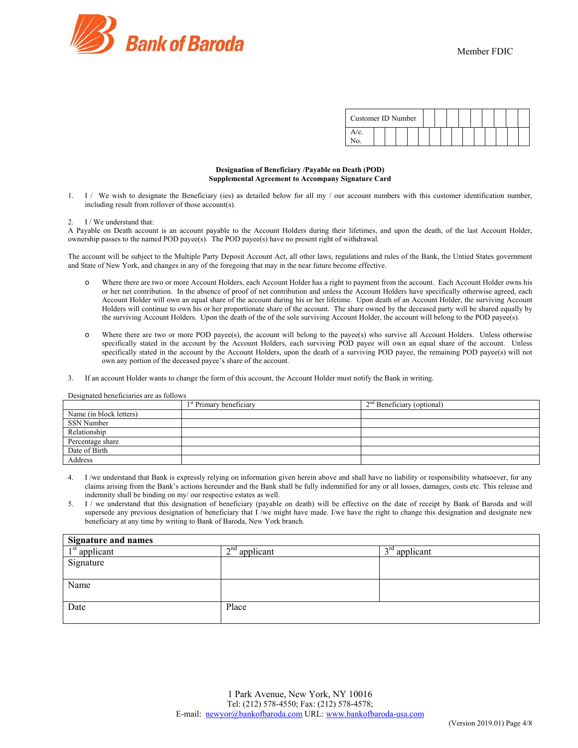Bank of Baroda

Member FDIC

| Customer ID Number | |
|---|---|
| A/c. No. | |

**Designation of Beneficiary /Payable on Death (POD)**
**Supplemental Agreement to Accompany Signature Card**

1. I / We wish to designate the Beneficiary (ies) as detailed below for all my / our account numbers with this customer identification number, including result from rollover of those account(s).

2. I / We understand that:

A Payable on Death account is an account payable to the Account Holders during their lifetimes, and upon the death, of the last Account Holder, ownership passes to the named POD payee(s). The POD payee(s) have no present right of withdrawal.

The account will be subject to the Multiple Party Deposit Account Act, all other laws, regulations and rules of the Bank, the Untied States government and State of New York, and changes in any of the foregoing that may in the near future become effective.

- Where there are two or more Account Holders, each Account Holder has a right to payment from the account. Each Account Holder owns his or her net contribution. In the absence of proof of net contribution and unless the Account Holders have specifically otherwise agreed, each Account Holder will own an equal share of the account during his or her lifetime. Upon death of an Account Holder, the surviving Account Holders will continue to own his or her proportionate share of the account. The share owned by the deceased party will be shared equally by the surviving Account Holders. Upon the death of the of the sole surviving Account Holder, the account will belong to the POD payee(s).

- Where there are two or more POD payee(s), the account will belong to the payee(s) who survive all Account Holders. Unless otherwise specifically stated in the account by the Account Holders, each surviving POD payee will own an equal share of the account. Unless specifically stated in the account by the Account Holders, upon the death of a surviving POD payee, the remaining POD payee(s) will not own any portion of the deceased payee's share of the account.

3. If an account Holder wants to change the form of this account, the Account Holder must notify the Bank in writing.

Designated beneficiaries are as follows

| | 1st Primary beneficiary | 2nd Beneficiary (optional) |
|---|---|---|
| Name (in block letters) | | |
| SSN Number | | |
| Relationship | | |
| Percentage share | | |
| Date of Birth | | |
| Address | | |

4. I /we understand that Bank is expressly relying on information given herein above and shall have no liability or responsibility whatsoever, for any claims arising from the Bank's actions hereunder and the Bank shall be fully indemnified for any or all losses, damages, costs etc. This release and indemnity shall be binding on my/ our respective estates as well.
5. I / we understand that this designation of beneficiary (payable on death) will be effective on the date of receipt by Bank of Baroda and will supersede any previous designation of beneficiary that I /we might have made. I/we have the right to change this designation and designate new beneficiary at any time by writing to Bank of Baroda, New York branch.

| **Signature and names** | | |
|---|---|---|
| 1st applicant | 2nd applicant | 3rd applicant |
| Signature | | |
| Name | | |
| Date | Place | |

1 Park Avenue, New York, NY 10016
Tel: (212) 578-4550; Fax: (212) 578-4578;
E-mail: newyor@bankofbaroda.com URL: www.bankofbaroda-usa.com

(Version 2019.01)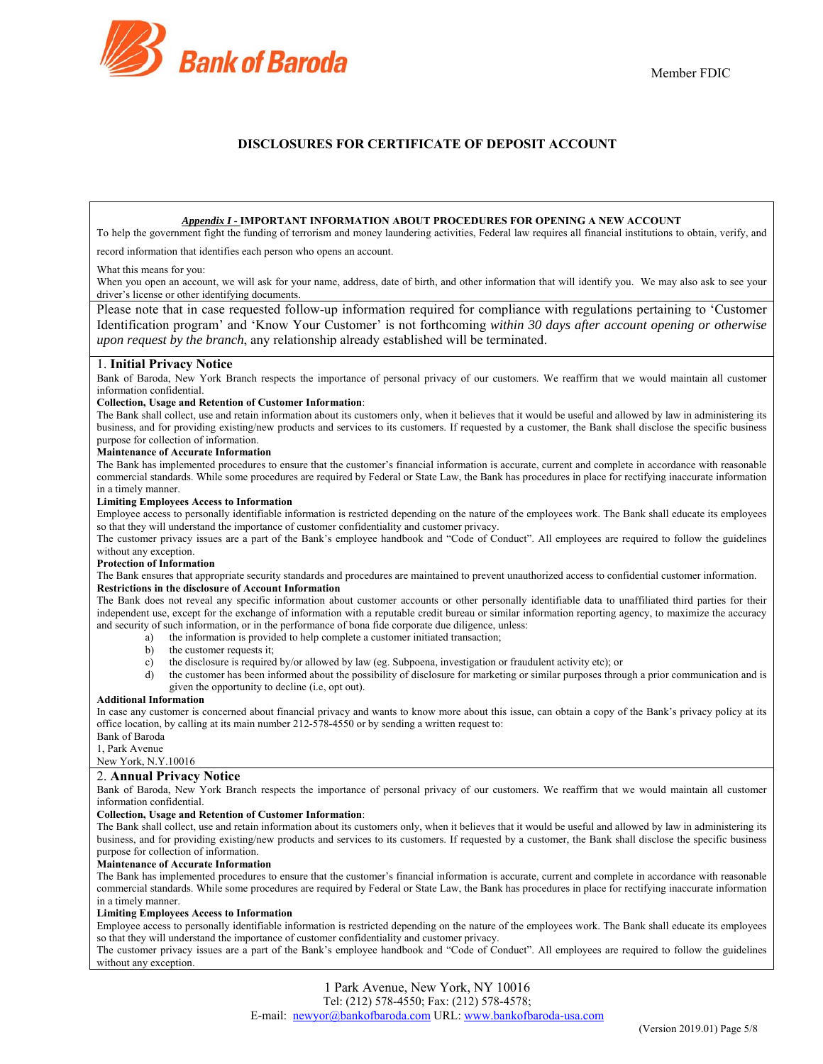Bank of Baroda

Member FDIC

# DISCLOSURES FOR CERTIFICATE OF DEPOSIT ACCOUNT

***Appendix I -*** **IMPORTANT INFORMATION ABOUT PROCEDURES FOR OPENING A NEW ACCOUNT**

To help the government fight the funding of terrorism and money laundering activities, Federal law requires all financial institutions to obtain, verify, and record information that identifies each person who opens an account.

What this means for you:

When you open an account, we will ask for your name, address, date of birth, and other information that will identify you. We may also ask to see your driver's license or other identifying documents.

Please note that in case requested follow-up information required for compliance with regulations pertaining to 'Customer Identification program' and 'Know Your Customer' is not forthcoming *within 30 days after account opening or otherwise upon request by the branch*, any relationship already established will be terminated.

## 1. Initial Privacy Notice

Bank of Baroda, New York Branch respects the importance of personal privacy of our customers. We reaffirm that we would maintain all customer information confidential.

**Collection, Usage and Retention of Customer Information**:

The Bank shall collect, use and retain information about its customers only, when it believes that it would be useful and allowed by law in administering its business, and for providing existing/new products and services to its customers. If requested by a customer, the Bank shall disclose the specific business purpose for collection of information.

**Maintenance of Accurate Information**

The Bank has implemented procedures to ensure that the customer's financial information is accurate, current and complete in accordance with reasonable commercial standards. While some procedures are required by Federal or State Law, the Bank has procedures in place for rectifying inaccurate information in a timely manner.

**Limiting Employees Access to Information**

Employee access to personally identifiable information is restricted depending on the nature of the employees work. The Bank shall educate its employees so that they will understand the importance of customer confidentiality and customer privacy.

The customer privacy issues are a part of the Bank's employee handbook and "Code of Conduct". All employees are required to follow the guidelines without any exception.

**Protection of Information**

The Bank ensures that appropriate security standards and procedures are maintained to prevent unauthorized access to confidential customer information.

**Restrictions in the disclosure of Account Information**

The Bank does not reveal any specific information about customer accounts or other personally identifiable data to unaffiliated third parties for their independent use, except for the exchange of information with a reputable credit bureau or similar information reporting agency, to maximize the accuracy and security of such information, or in the performance of bona fide corporate due diligence, unless:

a) the information is provided to help complete a customer initiated transaction;
b) the customer requests it;
c) the disclosure is required by/or allowed by law (eg. Subpoena, investigation or fraudulent activity etc); or
d) the customer has been informed about the possibility of disclosure for marketing or similar purposes through a prior communication and is given the opportunity to decline (i.e, opt out).

**Additional Information**

In case any customer is concerned about financial privacy and wants to know more about this issue, can obtain a copy of the Bank's privacy policy at its office location, by calling at its main number 212-578-4550 or by sending a written request to:

Bank of Baroda
1, Park Avenue
New York, N.Y.10016

## 2. Annual Privacy Notice

Bank of Baroda, New York Branch respects the importance of personal privacy of our customers. We reaffirm that we would maintain all customer information confidential.

**Collection, Usage and Retention of Customer Information**:

The Bank shall collect, use and retain information about its customers only, when it believes that it would be useful and allowed by law in administering its business, and for providing existing/new products and services to its customers. If requested by a customer, the Bank shall disclose the specific business purpose for collection of information.

**Maintenance of Accurate Information**

The Bank has implemented procedures to ensure that the customer's financial information is accurate, current and complete in accordance with reasonable commercial standards. While some procedures are required by Federal or State Law, the Bank has procedures in place for rectifying inaccurate information in a timely manner.

**Limiting Employees Access to Information**

Employee access to personally identifiable information is restricted depending on the nature of the employees work. The Bank shall educate its employees so that they will understand the importance of customer confidentiality and customer privacy.

The customer privacy issues are a part of the Bank's employee handbook and "Code of Conduct". All employees are required to follow the guidelines without any exception.

1 Park Avenue, New York, NY 10016
Tel: (212) 578-4550; Fax: (212) 578-4578;
E-mail: newyor@bankofbaroda.com URL: www.bankofbaroda-usa.com

(Version 2019.01)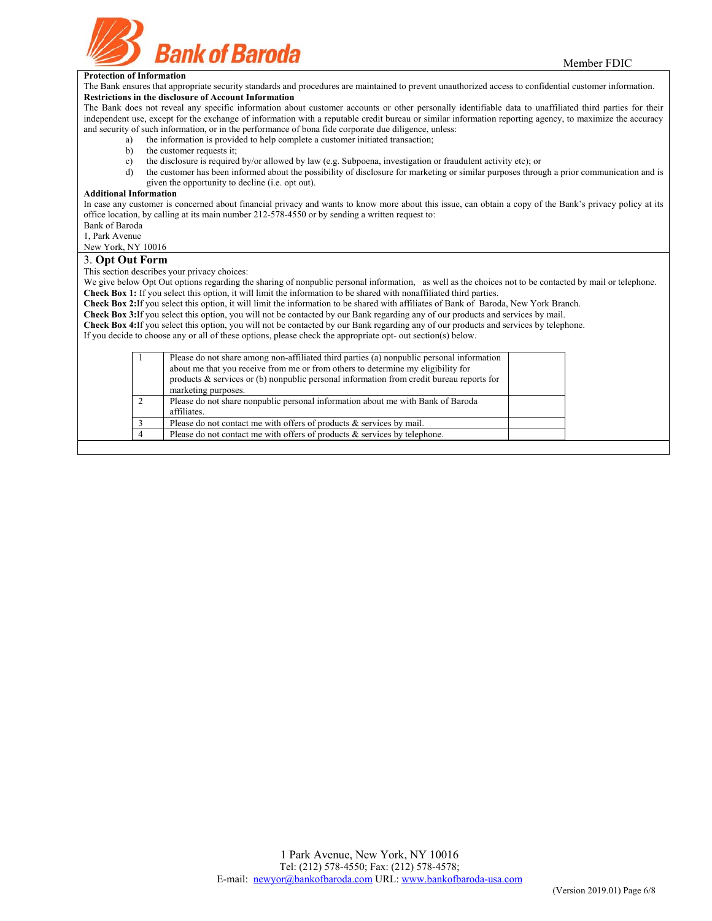**Protection of Information**

The Bank ensures that appropriate security standards and procedures are maintained to prevent unauthorized access to confidential customer information.

**Restrictions in the disclosure of Account Information**

The Bank does not reveal any specific information about customer accounts or other personally identifiable data to unaffiliated third parties for their independent use, except for the exchange of information with a reputable credit bureau or similar information reporting agency, to maximize the accuracy and security of such information, or in the performance of bona fide corporate due diligence, unless:

a) the information is provided to help complete a customer initiated transaction;
b) the customer requests it;
c) the disclosure is required by/or allowed by law (e.g. Subpoena, investigation or fraudulent activity etc); or
d) the customer has been informed about the possibility of disclosure for marketing or similar purposes through a prior communication and is given the opportunity to decline (i.e. opt out).

**Additional Information**

In case any customer is concerned about financial privacy and wants to know more about this issue, can obtain a copy of the Bank's privacy policy at its office location, by calling at its main number 212-578-4550 or by sending a written request to:

Bank of Baroda
1, Park Avenue
New York, NY 10016

## 3. Opt Out Form

This section describes your privacy choices:

We give below Opt Out options regarding the sharing of nonpublic personal information, as well as the choices not to be contacted by mail or telephone.

**Check Box 1:** If you select this option, it will limit the information to be shared with nonaffiliated third parties.

**Check Box 2:** If you select this option, it will limit the information to be shared with affiliates of Bank of Baroda, New York Branch.

**Check Box 3:** If you select this option, you will not be contacted by our Bank regarding any of our products and services by mail.

**Check Box 4:** If you select this option, you will not be contacted by our Bank regarding any of our products and services by telephone.

If you decide to choose any or all of these options, please check the appropriate opt- out section(s) below.

| | | |
|---|---|---|
| 1 | Please do not share among non-affiliated third parties (a) nonpublic personal information about me that you receive from me or from others to determine my eligibility for products & services or (b) nonpublic personal information from credit bureau reports for marketing purposes. | |
| 2 | Please do not share nonpublic personal information about me with Bank of Baroda affiliates. | |
| 3 | Please do not contact me with offers of products & services by mail. | |
| 4 | Please do not contact me with offers of products & services by telephone. | |

1 Park Avenue, New York, NY 10016
Tel: (212) 578-4550; Fax: (212) 578-4578;
E-mail: newyor@bankofbaroda.com URL: www.bankofbaroda-usa.com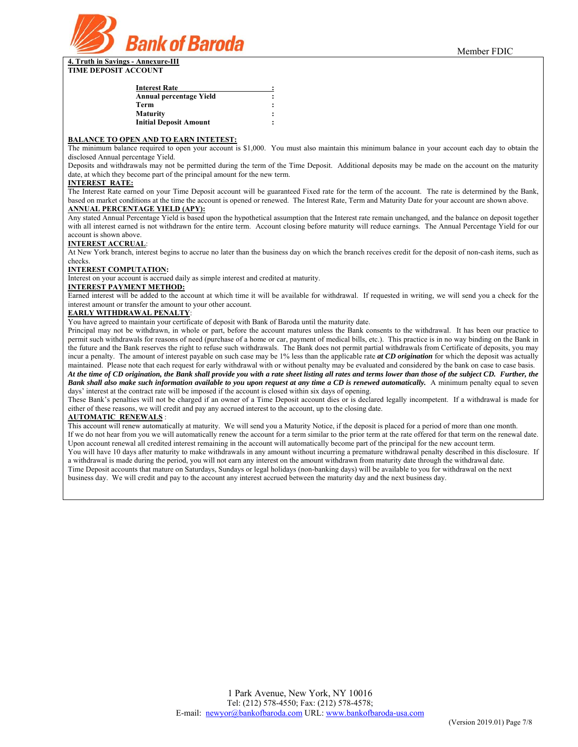Member FDIC

**4. Truth in Savings - Annexure-III**

**TIME DEPOSIT ACCOUNT**

| | |
|---|---|
| **Interest Rate** | : |
| **Annual percentage Yield** | : |
| **Term** | : |
| **Maturity** | : |
| **Initial Deposit Amount** | : |

**BALANCE TO OPEN AND TO EARN INTETEST:**

The minimum balance required to open your account is $1,000. You must also maintain this minimum balance in your account each day to obtain the disclosed Annual percentage Yield.

Deposits and withdrawals may not be permitted during the term of the Time Deposit. Additional deposits may be made on the account on the maturity date, at which they become part of the principal amount for the new term.

**INTEREST RATE:**

The Interest Rate earned on your Time Deposit account will be guaranteed Fixed rate for the term of the account. The rate is determined by the Bank, based on market conditions at the time the account is opened or renewed. The Interest Rate, Term and Maturity Date for your account are shown above.

**ANNUAL PERCENTAGE YIELD (APY):**

Any stated Annual Percentage Yield is based upon the hypothetical assumption that the Interest rate remain unchanged, and the balance on deposit together with all interest earned is not withdrawn for the entire term. Account closing before maturity will reduce earnings. The Annual Percentage Yield for our account is shown above.

**INTEREST ACCRUAL**:

At New York branch, interest begins to accrue no later than the business day on which the branch receives credit for the deposit of non-cash items, such as checks.

**INTEREST COMPUTATION:**

Interest on your account is accrued daily as simple interest and credited at maturity.

**INTEREST PAYMENT METHOD:**

Earned interest will be added to the account at which time it will be available for withdrawal. If requested in writing, we will send you a check for the interest amount or transfer the amount to your other account.

**EARLY WITHDRAWAL PENALTY**:

You have agreed to maintain your certificate of deposit with Bank of Baroda until the maturity date.

Principal may not be withdrawn, in whole or part, before the account matures unless the Bank consents to the withdrawal. It has been our practice to permit such withdrawals for reasons of need (purchase of a home or car, payment of medical bills, etc.). This practice is in no way binding on the Bank in the future and the Bank reserves the right to refuse such withdrawals. The Bank does not permit partial withdrawals from Certificate of deposits, you may incur a penalty. The amount of interest payable on such case may be 1% less than the applicable rate ***at CD origination*** for which the deposit was actually maintained. Please note that each request for early withdrawal with or without penalty may be evaluated and considered by the bank on case to case basis.

***At the time of CD origination, the Bank shall provide you with a rate sheet listing all rates and terms lower than those of the subject CD. Further, the Bank shall also make such information available to you upon request at any time a CD is renewed automatically.*** A minimum penalty equal to seven days' interest at the contract rate will be imposed if the account is closed within six days of opening.

These Bank's penalties will not be charged if an owner of a Time Deposit account dies or is declared legally incompetent. If a withdrawal is made for either of these reasons, we will credit and pay any accrued interest to the account, up to the closing date.

**AUTOMATIC RENEWALS** :

This account will renew automatically at maturity. We will send you a Maturity Notice, if the deposit is placed for a period of more than one month.

If we do not hear from you we will automatically renew the account for a term similar to the prior term at the rate offered for that term on the renewal date. Upon account renewal all credited interest remaining in the account will automatically become part of the principal for the new account term.

You will have 10 days after maturity to make withdrawals in any amount without incurring a premature withdrawal penalty described in this disclosure. If a withdrawal is made during the period, you will not earn any interest on the amount withdrawn from maturity date through the withdrawal date.

Time Deposit accounts that mature on Saturdays, Sundays or legal holidays (non-banking days) will be available to you for withdrawal on the next business day. We will credit and pay to the account any interest accrued between the maturity day and the next business day.

1 Park Avenue, New York, NY 10016
Tel: (212) 578-4550; Fax: (212) 578-4578;
E-mail: newyor@bankofbaroda.com URL: www.bankofbaroda-usa.com

(Version 2019.01)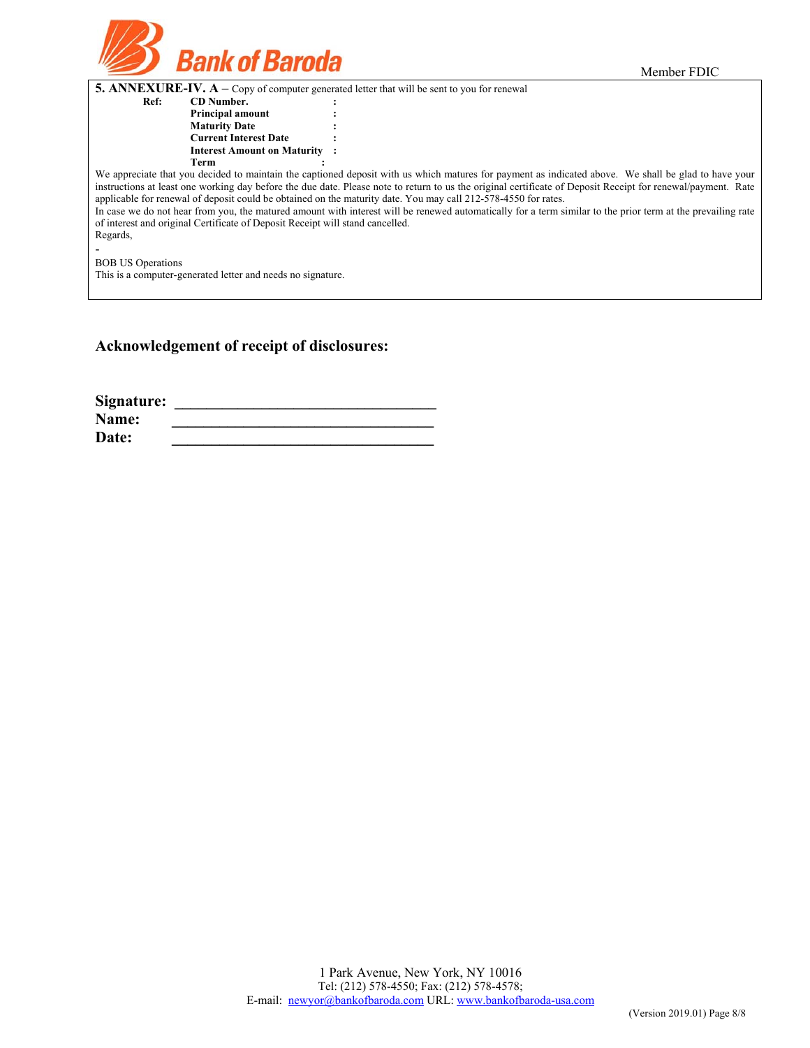**5. ANNEXURE-IV. A –** Copy of computer generated letter that will be sent to you for renewal

**Ref:**

**CD Number.** :
**Principal amount** :
**Maturity Date** :
**Current Interest Date** :
**Interest Amount on Maturity** :
**Term** :

We appreciate that you decided to maintain the captioned deposit with us which matures for payment as indicated above. We shall be glad to have your instructions at least one working day before the due date. Please note to return to us the original certificate of Deposit Receipt for renewal/payment. Rate applicable for renewal of deposit could be obtained on the maturity date. You may call 212-578-4550 for rates.

In case we do not hear from you, the matured amount with interest will be renewed automatically for a term similar to the prior term at the prevailing rate of interest and original Certificate of Deposit Receipt will stand cancelled.

Regards,

-

BOB US Operations

This is a computer-generated letter and needs no signature.

### Acknowledgement of receipt of disclosures:

**Signature:** ________________________________

**Name:** ________________________________

**Date:** ________________________________

1 Park Avenue, New York, NY 10016
Tel: (212) 578-4550; Fax: (212) 578-4578;
E-mail: newyor@bankofbaroda.com URL: www.bankofbaroda-usa.com

(Version 2019.01)